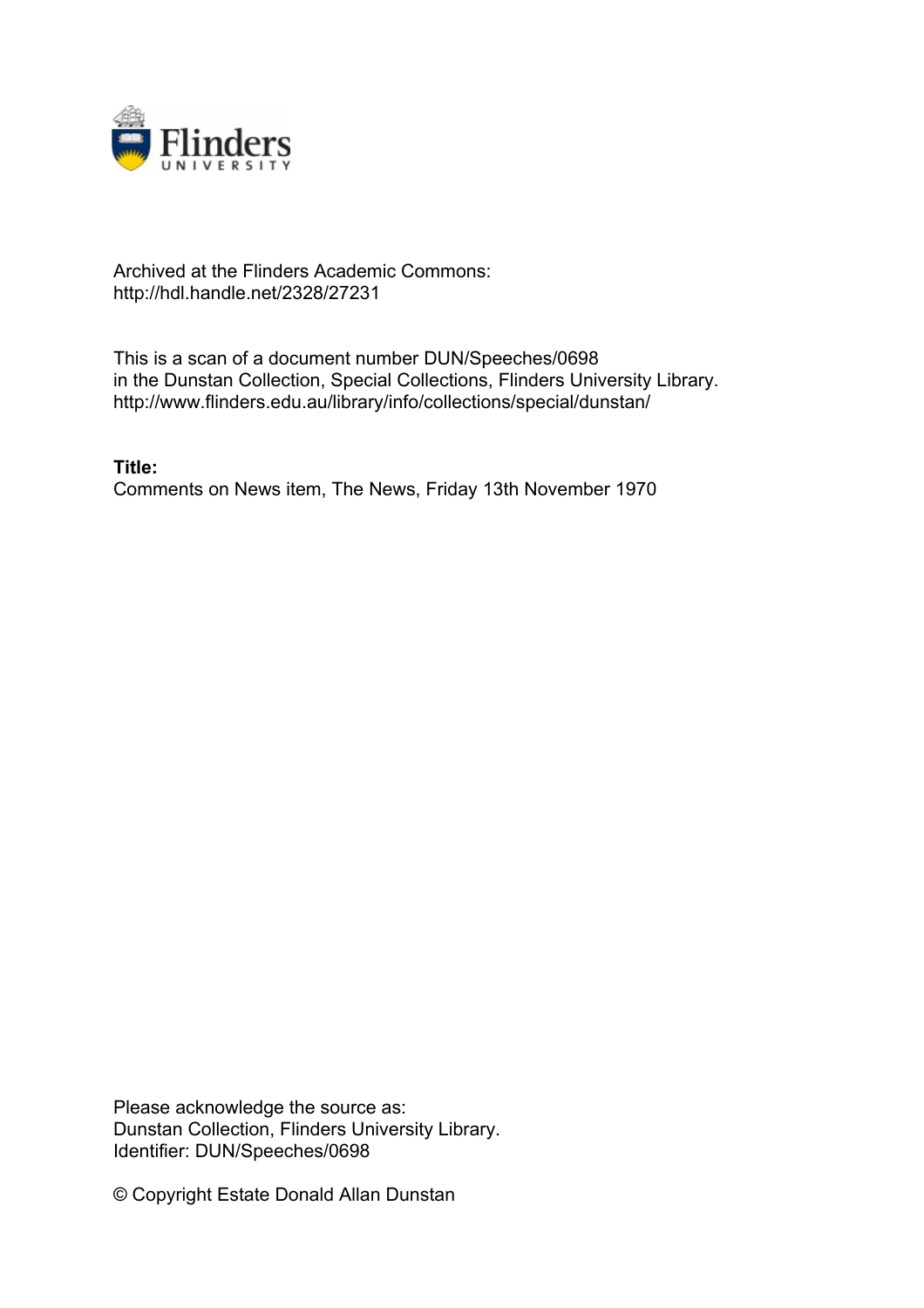Archived at the Flinders Academic Commons:
http://hdl.handle.net/2328/27231

This is a scan of a document number DUN/Speeches/0698
in the Dunstan Collection, Special Collections, Flinders University Library.
http://www.flinders.edu.au/library/info/collections/special/dunstan/

**Title:**
Comments on News item, The News, Friday 13th November 1970

Please acknowledge the source as:
Dunstan Collection, Flinders University Library.
Identifier: DUN/Speeches/0698

© Copyright Estate Donald Allan Dunstan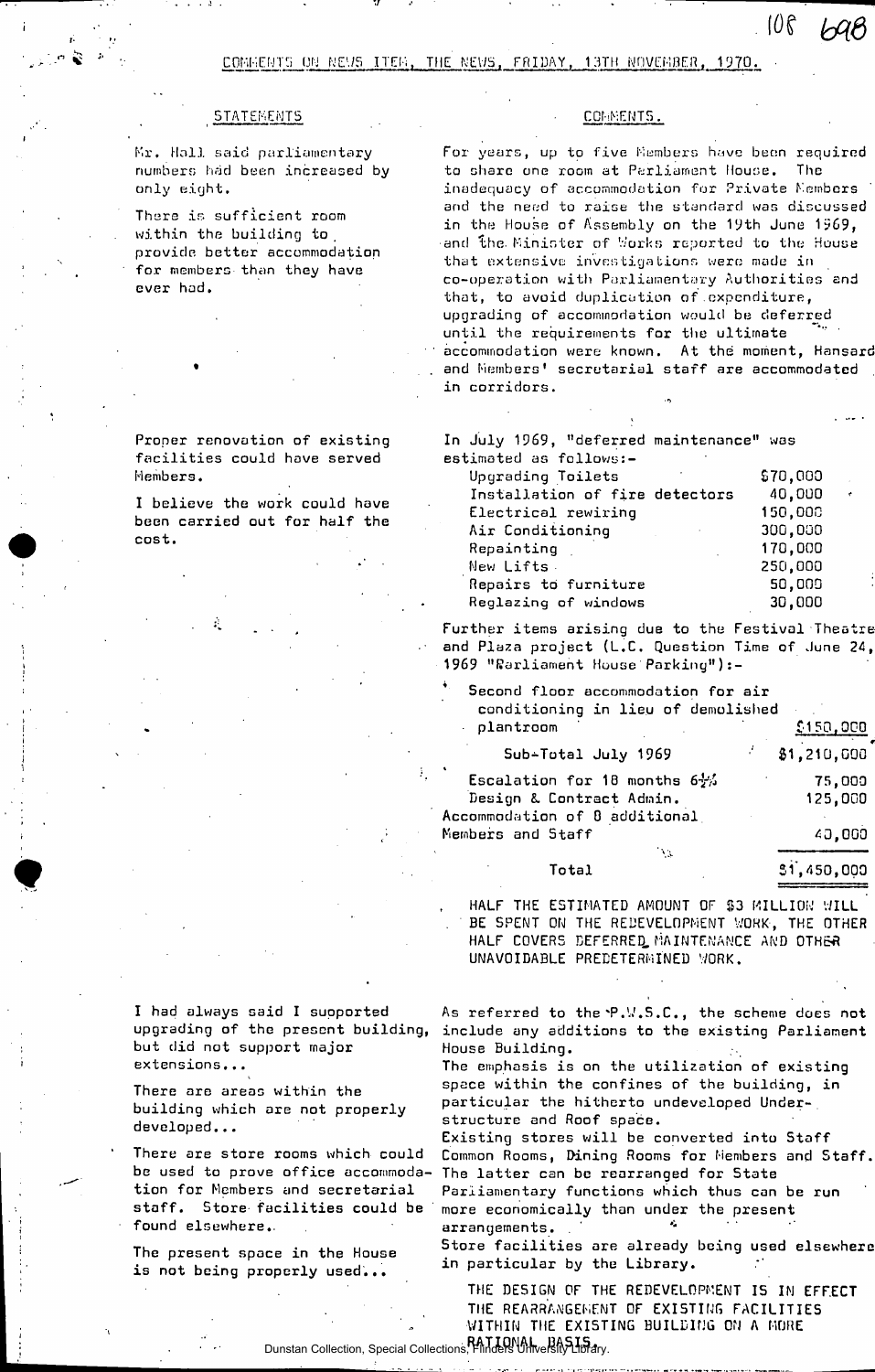108 698

COMMENTS ON NEWS ITEM, THE NEWS, FRIDAY, 13TH NOVEMBER, 1970.

| STATEMENTS | COMMENTS. |
|---|---|
| Mr. Hall said parliamentary numbers had been increased by only eight.<br><br>There is sufficient room within the building to provide better accommodation for members than they have ever had. | For years, up to five Members have been required to share one room at Parliament House. The inadequacy of accommodation for Private Members and the need to raise the standard was discussed in the House of Assembly on the 19th June 1969, and the Minister of Works reported to the House that extensive investigations were made in co-operation with Parliamentary Authorities and that, to avoid duplication of expenditure, upgrading of accommodation would be deferred until the requirements for the ultimate accommodation were known. At the moment, Hansard and Members' secretarial staff are accommodated in corridors. |
| Proper renovation of existing facilities could have served Members.<br><br>I believe the work could have been carried out for half the cost. | In July 1969, "deferred maintenance" was estimated as follows:- (see table below) |

| Item | Amount |
|---|---|
| Upgrading Toilets | $70,000 |
| Installation of fire detectors | 40,000 |
| Electrical rewiring | 150,000 |
| Air Conditioning | 300,000 |
| Repainting | 170,000 |
| New Lifts | 250,000 |
| Repairs to furniture | 50,000 |
| Reglazing of windows | 30,000 |

Further items arising due to the Festival Theatre and Plaza project (L.C. Question Time of June 24, 1969 "Parliament House Parking"):-

| Item | Amount |
|---|---|
| Second floor accommodation for air conditioning in lieu of demolished plantroom | $150,000 |
| Sub-Total July 1969 | $1,210,000 |
| Escalation for 18 months 6½% | 75,000 |
| Design & Contract Admin. | 125,000 |
| Accommodation of 8 additional Members and Staff | 40,000 |
| Total | $1,450,000 |

HALF THE ESTIMATED AMOUNT OF $3 MILLION WILL BE SPENT ON THE REDEVELOPMENT WORK, THE OTHER HALF COVERS DEFERRED MAINTENANCE AND OTHER UNAVOIDABLE PREDETERMINED WORK.

| STATEMENTS | COMMENTS. |
|---|---|
| I had always said I supported upgrading of the present building, but did not support major extensions...<br><br>There are areas within the building which are not properly developed...<br><br>There are store rooms which could be used to prove office accommodation for Members and secretarial staff. Store facilities could be found elsewhere.<br><br>The present space in the House is not being properly used... | As referred to the P.W.S.C., the scheme does not include any additions to the existing Parliament House Building.<br>The emphasis is on the utilization of existing space within the confines of the building, in particular the hitherto undeveloped Under-structure and Roof space.<br>Existing stores will be converted into Staff Common Rooms, Dining Rooms for Members and Staff. The latter can be rearranged for State Parliamentary functions which thus can be run more economically than under the present arrangements.<br>Store facilities are already being used elsewhere in particular by the Library. |

THE DESIGN OF THE REDEVELOPMENT IS IN EFFECT THE REARRANGEMENT OF EXISTING FACILITIES WITHIN THE EXISTING BUILDING ON A MORE RATIONAL BASIS.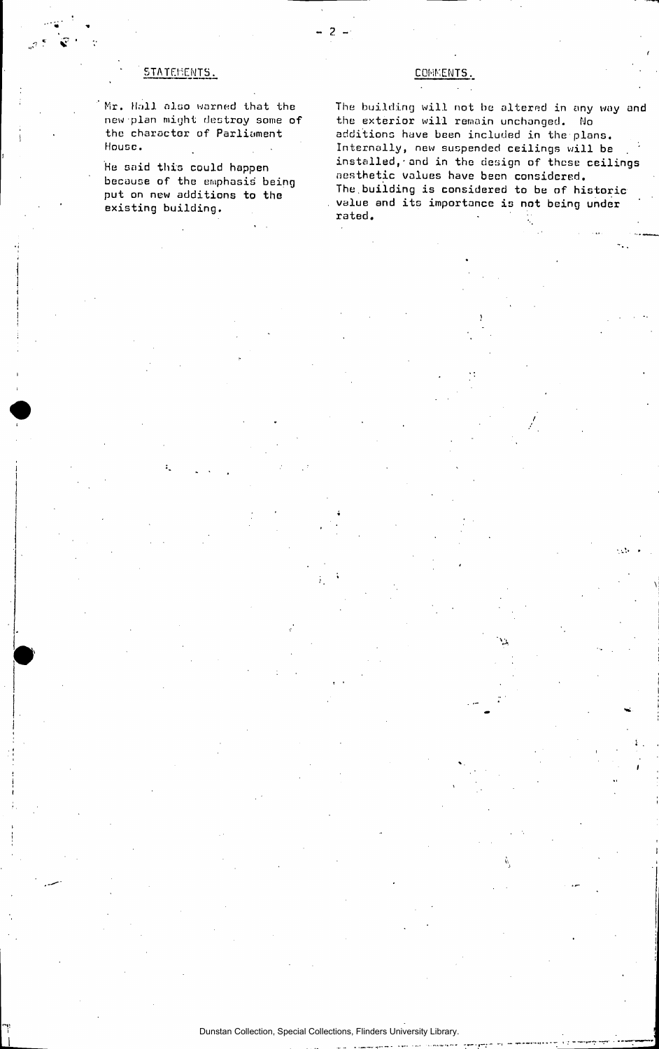| STATEMENTS. | COMMENTS. |
| --- | --- |
| Mr. Hall also warned that the new plan might destroy some of the character of Parliament House.<br><br>He said this could happen because of the emphasis being put on new additions to the existing building. | The building will not be altered in any way and the exterior will remain unchanged. No additions have been included in the plans. Internally, new suspended ceilings will be installed, and in the design of these ceilings aesthetic values have been considered. The building is considered to be of historic value and its importance is not being under rated. |

Dunstan Collection, Special Collections, Flinders University Library.